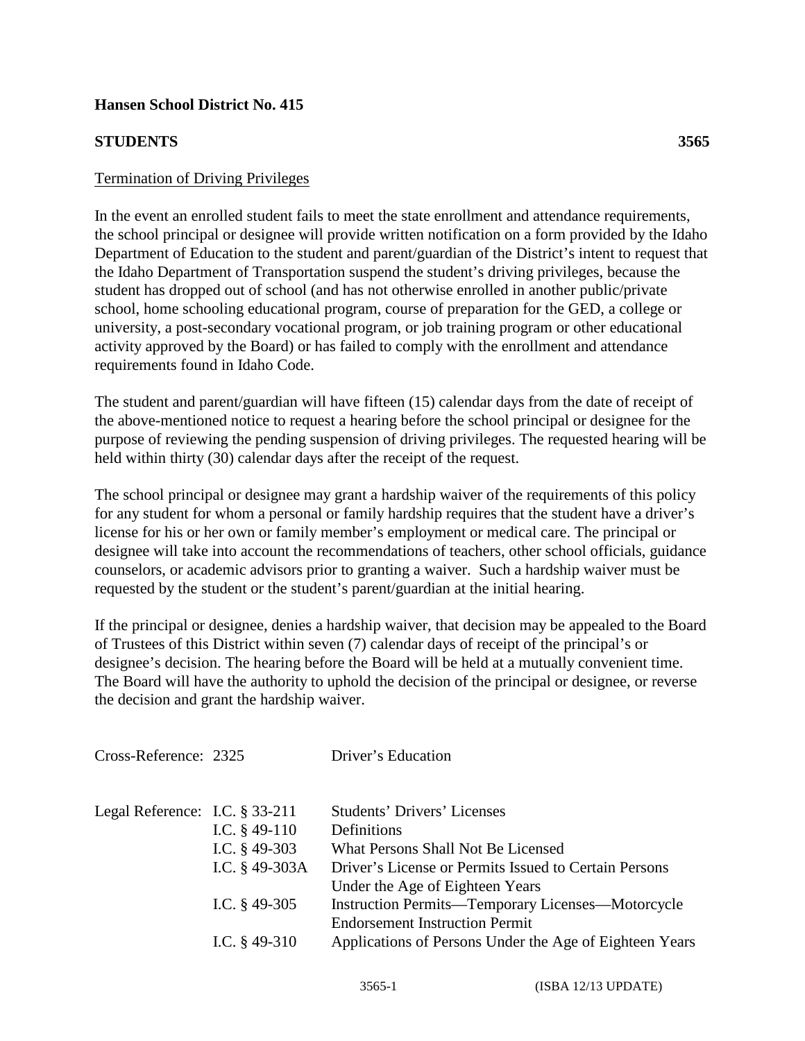**Hansen School District No. 415**

**STUDENTS** **3565**

Termination of Driving Privileges

In the event an enrolled student fails to meet the state enrollment and attendance requirements, the school principal or designee will provide written notification on a form provided by the Idaho Department of Education to the student and parent/guardian of the District's intent to request that the Idaho Department of Transportation suspend the student's driving privileges, because the student has dropped out of school (and has not otherwise enrolled in another public/private school, home schooling educational program, course of preparation for the GED, a college or university, a post-secondary vocational program, or job training program or other educational activity approved by the Board) or has failed to comply with the enrollment and attendance requirements found in Idaho Code.

The student and parent/guardian will have fifteen (15) calendar days from the date of receipt of the above-mentioned notice to request a hearing before the school principal or designee for the purpose of reviewing the pending suspension of driving privileges. The requested hearing will be held within thirty (30) calendar days after the receipt of the request.

The school principal or designee may grant a hardship waiver of the requirements of this policy for any student for whom a personal or family hardship requires that the student have a driver's license for his or her own or family member's employment or medical care. The principal or designee will take into account the recommendations of teachers, other school officials, guidance counselors, or academic advisors prior to granting a waiver. Such a hardship waiver must be requested by the student or the student's parent/guardian at the initial hearing.

If the principal or designee, denies a hardship waiver, that decision may be appealed to the Board of Trustees of this District within seven (7) calendar days of receipt of the principal's or designee's decision. The hearing before the Board will be held at a mutually convenient time. The Board will have the authority to uphold the decision of the principal or designee, or reverse the decision and grant the hardship waiver.

| | | |
|---|---|---|
| Cross-Reference: | 2325 | Driver's Education |
| | | |
| Legal Reference: | I.C. § 33-211 | Students' Drivers' Licenses |
| | I.C. § 49-110 | Definitions |
| | I.C. § 49-303 | What Persons Shall Not Be Licensed |
| | I.C. § 49-303A | Driver's License or Permits Issued to Certain Persons Under the Age of Eighteen Years |
| | I.C. § 49-305 | Instruction Permits—Temporary Licenses—Motorcycle Endorsement Instruction Permit |
| | I.C. § 49-310 | Applications of Persons Under the Age of Eighteen Years |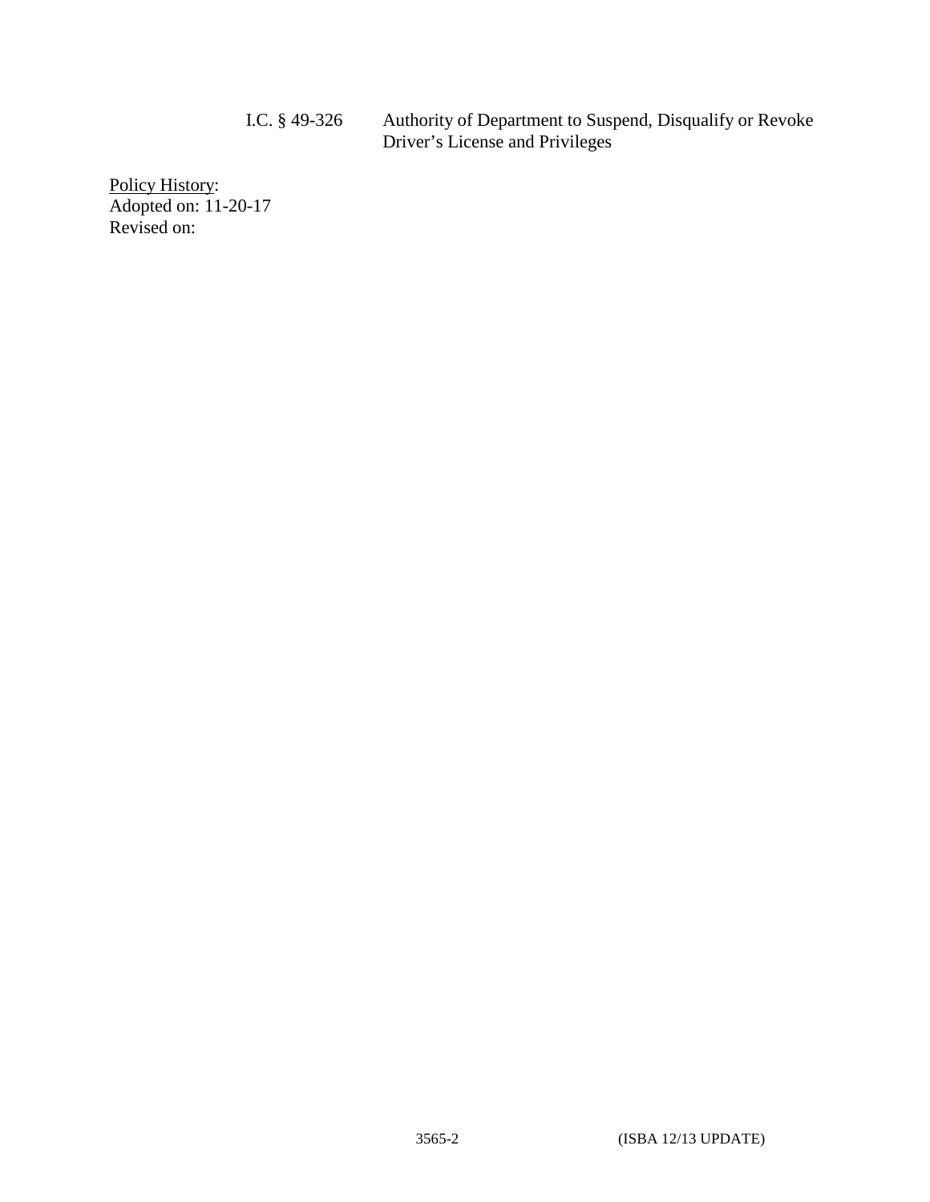I.C. § 49-326 Authority of Department to Suspend, Disqualify or Revoke Driver's License and Privileges

Policy History:
Adopted on: 11-20-17
Revised on: